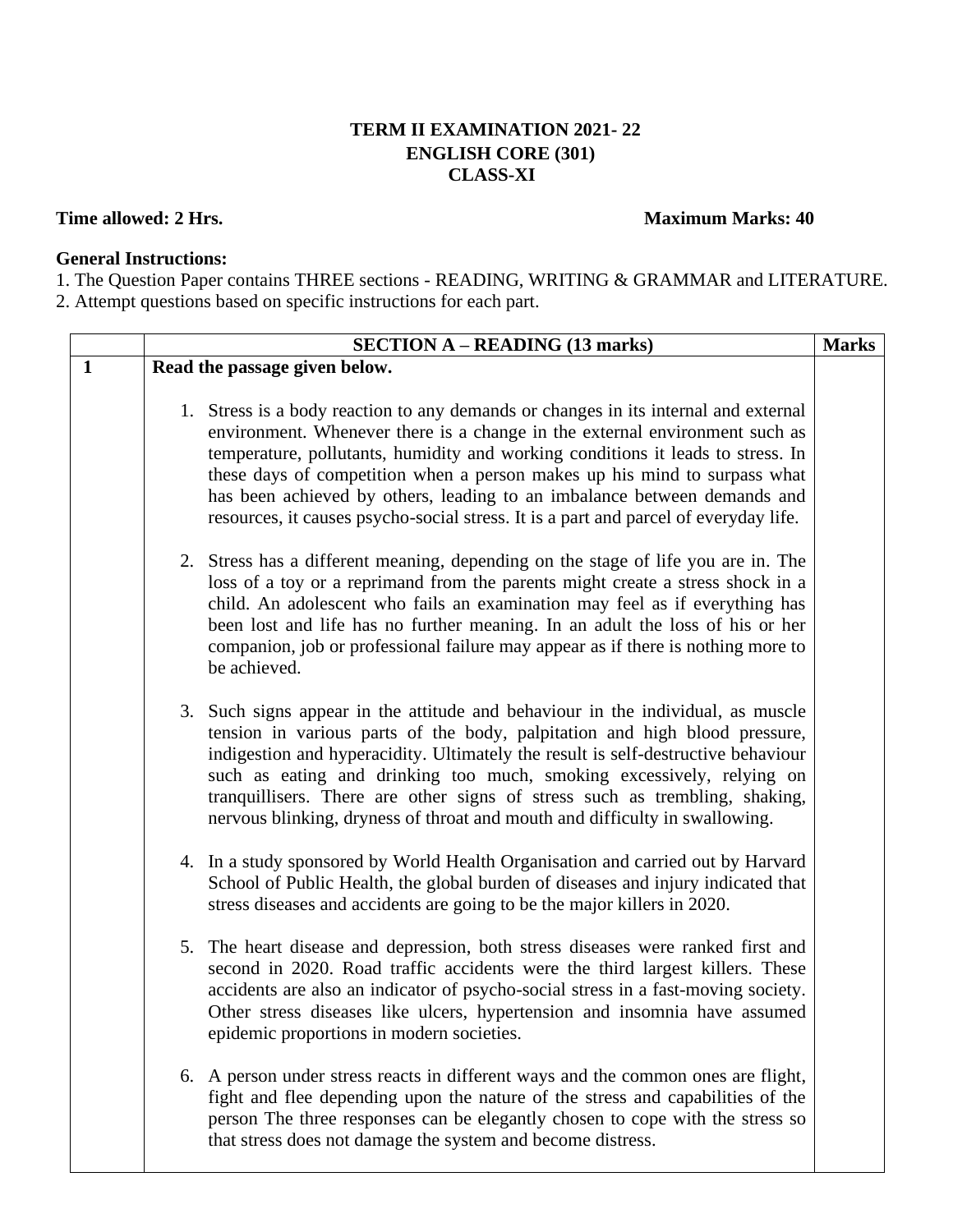**TERM II EXAMINATION 2021- 22**
**ENGLISH CORE (301)**
**CLASS-XI**

**Time allowed: 2 Hrs.** **Maximum Marks: 40**

**General Instructions:**

1. The Question Paper contains THREE sections - READING, WRITING & GRAMMAR and LITERATURE.
2. Attempt questions based on specific instructions for each part.

| | **SECTION A – READING (13 marks)** | **Marks** |
|---|---|---|
| **1** | **Read the passage given below.**<br><br>1. Stress is a body reaction to any demands or changes in its internal and external environment. Whenever there is a change in the external environment such as temperature, pollutants, humidity and working conditions it leads to stress. In these days of competition when a person makes up his mind to surpass what has been achieved by others, leading to an imbalance between demands and resources, it causes psycho-social stress. It is a part and parcel of everyday life.<br><br>2. Stress has a different meaning, depending on the stage of life you are in. The loss of a toy or a reprimand from the parents might create a stress shock in a child. An adolescent who fails an examination may feel as if everything has been lost and life has no further meaning. In an adult the loss of his or her companion, job or professional failure may appear as if there is nothing more to be achieved.<br><br>3. Such signs appear in the attitude and behaviour in the individual, as muscle tension in various parts of the body, palpitation and high blood pressure, indigestion and hyperacidity. Ultimately the result is self-destructive behaviour such as eating and drinking too much, smoking excessively, relying on tranquillisers. There are other signs of stress such as trembling, shaking, nervous blinking, dryness of throat and mouth and difficulty in swallowing.<br><br>4. In a study sponsored by World Health Organisation and carried out by Harvard School of Public Health, the global burden of diseases and injury indicated that stress diseases and accidents are going to be the major killers in 2020.<br><br>5. The heart disease and depression, both stress diseases were ranked first and second in 2020. Road traffic accidents were the third largest killers. These accidents are also an indicator of psycho-social stress in a fast-moving society. Other stress diseases like ulcers, hypertension and insomnia have assumed epidemic proportions in modern societies.<br><br>6. A person under stress reacts in different ways and the common ones are flight, fight and flee depending upon the nature of the stress and capabilities of the person The three responses can be elegantly chosen to cope with the stress so that stress does not damage the system and become distress. | |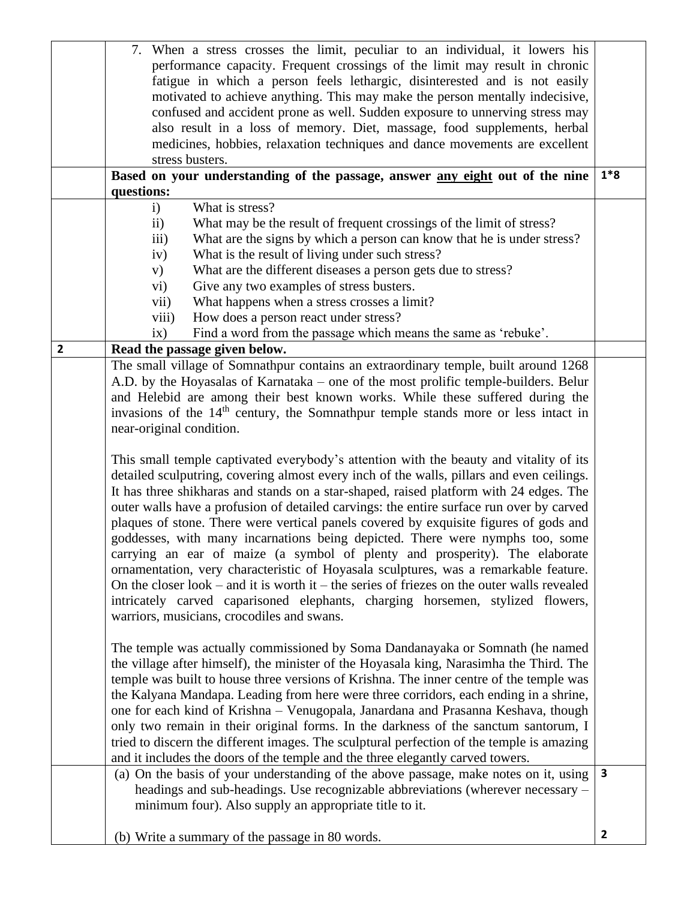7. When a stress crosses the limit, peculiar to an individual, it lowers his performance capacity. Frequent crossings of the limit may result in chronic fatigue in which a person feels lethargic, disinterested and is not easily motivated to achieve anything. This may make the person mentally indecisive, confused and accident prone as well. Sudden exposure to unnerving stress may also result in a loss of memory. Diet, massage, food supplements, herbal medicines, hobbies, relaxation techniques and dance movements are excellent stress busters.

**Based on your understanding of the passage, answer any eight out of the nine questions:** **1*8**

i) What is stress?
ii) What may be the result of frequent crossings of the limit of stress?
iii) What are the signs by which a person can know that he is under stress?
iv) What is the result of living under such stress?
v) What are the different diseases a person gets due to stress?
vi) Give any two examples of stress busters.
vii) What happens when a stress crosses a limit?
viii) How does a person react under stress?
ix) Find a word from the passage which means the same as 'rebuke'.

**2 Read the passage given below.**

The small village of Somnathpur contains an extraordinary temple, built around 1268 A.D. by the Hoyasalas of Karnataka – one of the most prolific temple-builders. Belur and Helebid are among their best known works. While these suffered during the invasions of the 14th century, the Somnathpur temple stands more or less intact in near-original condition.

This small temple captivated everybody's attention with the beauty and vitality of its detailed sculptutring, covering almost every inch of the walls, pillars and even ceilings. It has three shikharas and stands on a star-shaped, raised platform with 24 edges. The outer walls have a profusion of detailed carvings: the entire surface run over by carved plaques of stone. There were vertical panels covered by exquisite figures of gods and goddesses, with many incarnations being depicted. There were nymphs too, some carrying an ear of maize (a symbol of plenty and prosperity). The elaborate ornamentation, very characteristic of Hoyasala sculptures, was a remarkable feature. On the closer look – and it is worth it – the series of friezes on the outer walls revealed intricately carved caparisoned elephants, charging horsemen, stylized flowers, warriors, musicians, crocodiles and swans.

The temple was actually commissioned by Soma Dandanayaka or Somnath (he named the village after himself), the minister of the Hoyasala king, Narasimha the Third. The temple was built to house three versions of Krishna. The inner centre of the temple was the Kalyana Mandapa. Leading from here were three corridors, each ending in a shrine, one for each kind of Krishna – Venugopala, Janardana and Prasanna Keshava, though only two remain in their original forms. In the darkness of the sanctum santorum, I tried to discern the different images. The sculptural perfection of the temple is amazing and it includes the doors of the temple and the three elegantly carved towers.

(a) On the basis of your understanding of the above passage, make notes on it, using headings and sub-headings. Use recognizable abbreviations (wherever necessary – minimum four). Also supply an appropriate title to it. **3**

(b) Write a summary of the passage in 80 words. **2**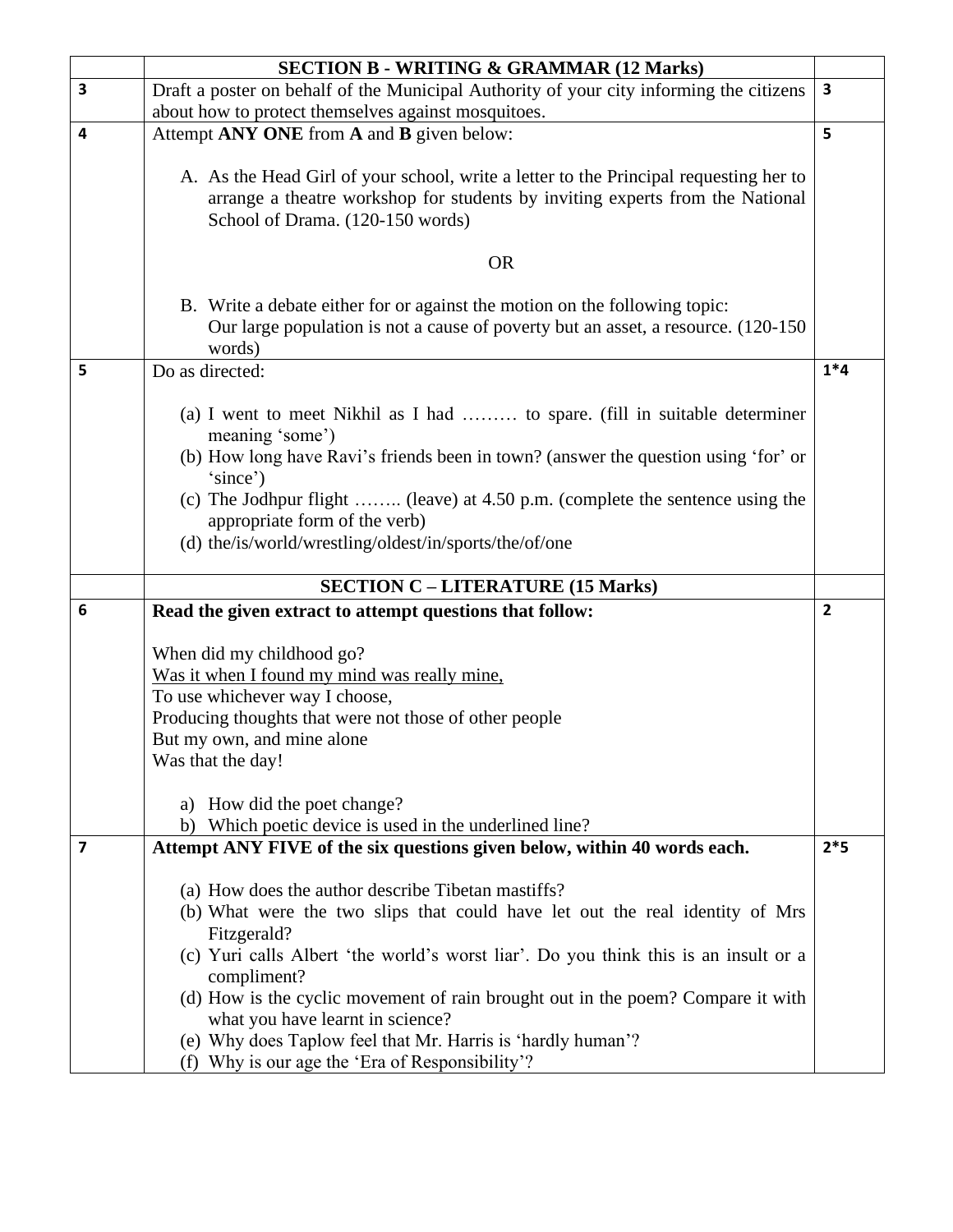| | **SECTION B - WRITING & GRAMMAR (12 Marks)** | |
|---|---|---|
| **3** | Draft a poster on behalf of the Municipal Authority of your city informing the citizens about how to protect themselves against mosquitoes. | **3** |
| **4** | Attempt **ANY ONE** from **A** and **B** given below:<br><br>A. As the Head Girl of your school, write a letter to the Principal requesting her to arrange a theatre workshop for students by inviting experts from the National School of Drama. (120-150 words)<br><br>OR<br><br>B. Write a debate either for or against the motion on the following topic:<br>Our large population is not a cause of poverty but an asset, a resource. (120-150 words) | **5** |
| **5** | Do as directed:<br><br>(a) I went to meet Nikhil as I had ……… to spare. (fill in suitable determiner meaning 'some')<br>(b) How long have Ravi's friends been in town? (answer the question using 'for' or 'since')<br>(c) The Jodhpur flight …….. (leave) at 4.50 p.m. (complete the sentence using the appropriate form of the verb)<br>(d) the/is/world/wrestling/oldest/in/sports/the/of/one | **1*4** |
| | **SECTION C – LITERATURE (15 Marks)** | |
| **6** | **Read the given extract to attempt questions that follow:**<br><br>When did my childhood go?<br><u>Was it when I found my mind was really mine,</u><br>To use whichever way I choose,<br>Producing thoughts that were not those of other people<br>But my own, and mine alone<br>Was that the day!<br><br>a) How did the poet change?<br>b) Which poetic device is used in the underlined line? | **2** |
| **7** | **Attempt ANY FIVE of the six questions given below, within 40 words each.**<br><br>(a) How does the author describe Tibetan mastiffs?<br>(b) What were the two slips that could have let out the real identity of Mrs Fitzgerald?<br>(c) Yuri calls Albert 'the world's worst liar'. Do you think this is an insult or a compliment?<br>(d) How is the cyclic movement of rain brought out in the poem? Compare it with what you have learnt in science?<br>(e) Why does Taplow feel that Mr. Harris is 'hardly human'?<br>(f) Why is our age the 'Era of Responsibility'? | **2*5** |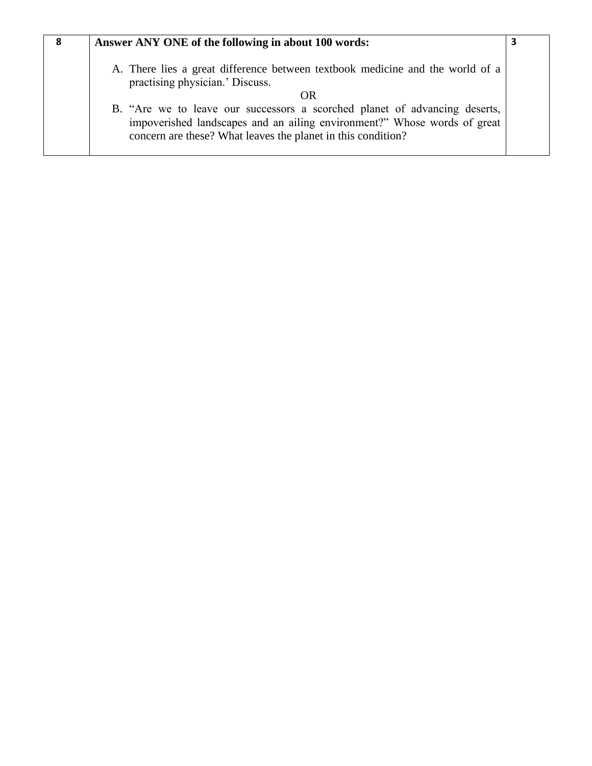| | | |
|---|---|---|
| **8** | **Answer ANY ONE of the following in about 100 words:**<br><br>A. There lies a great difference between textbook medicine and the world of a practising physician.' Discuss.<br><br>OR<br><br>B. "Are we to leave our successors a scorched planet of advancing deserts, impoverished landscapes and an ailing environment?" Whose words of great concern are these? What leaves the planet in this condition? | **3** |